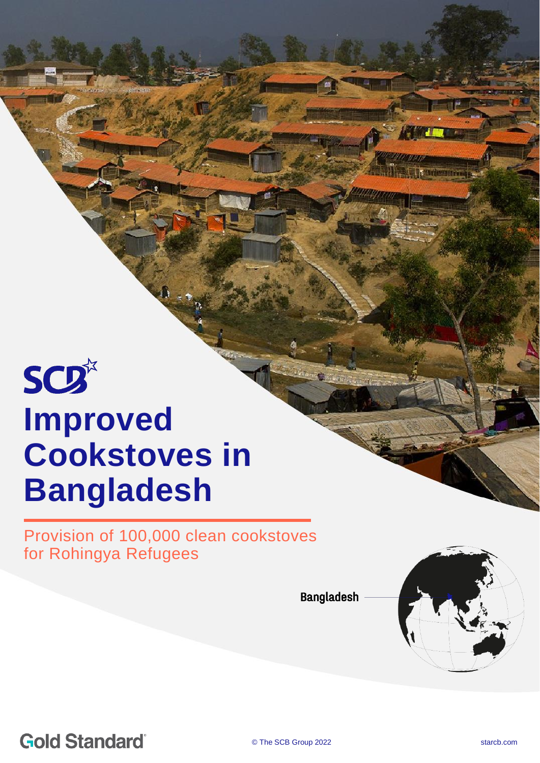SCB

# Improved Cookstoves in Bangladesh

Provision of 100,000 clean cookstoves for Rohingya Refugees

Bangladesh

Gold Standard

© The SCB Group 2022

starcb.com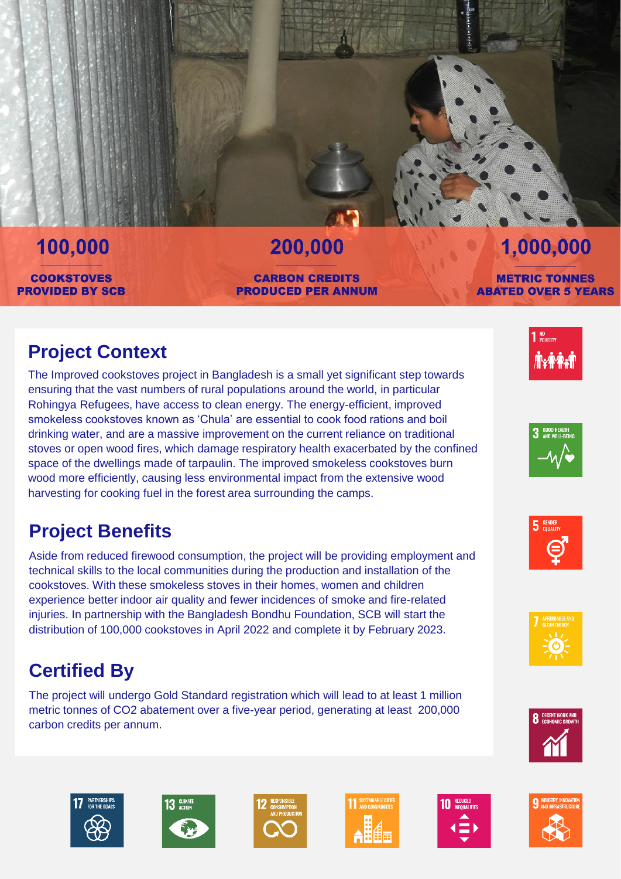**100,000**
**COOKSTOVES PROVIDED BY SCB**

**200,000**
**CARBON CREDITS PRODUCED PER ANNUM**

**1,000,000**
**METRIC TONNES ABATED OVER 5 YEARS**

## Project Context

The Improved cookstoves project in Bangladesh is a small yet significant step towards ensuring that the vast numbers of rural populations around the world, in particular Rohingya Refugees, have access to clean energy. The energy-efficient, improved smokeless cookstoves known as 'Chula' are essential to cook food rations and boil drinking water, and are a massive improvement on the current reliance on traditional stoves or open wood fires, which damage respiratory health exacerbated by the confined space of the dwellings made of tarpaulin. The improved smokeless cookstoves burn wood more efficiently, causing less environmental impact from the extensive wood harvesting for cooking fuel in the forest area surrounding the camps.

## Project Benefits

Aside from reduced firewood consumption, the project will be providing employment and technical skills to the local communities during the production and installation of the cookstoves. With these smokeless stoves in their homes, women and children experience better indoor air quality and fewer incidences of smoke and fire-related injuries. In partnership with the Bangladesh Bondhu Foundation, SCB will start the distribution of 100,000 cookstoves in April 2022 and complete it by February 2023.

## Certified By

The project will undergo Gold Standard registration which will lead to at least 1 million metric tonnes of $CO_2$ abatement over a five-year period, generating at least 200,000 carbon credits per annum.

1 NO POVERTY

3 GOOD HEALTH AND WELL-BEING

5 GENDER EQUALITY

7 AFFORDABLE AND CLEAN ENERGY

8 DECENT WORK AND ECONOMIC GROWTH

17 PARTNERSHIPS FOR THE GOALS

13 CLIMATE ACTION

12 RESPONSIBLE CONSUMPTION AND PRODUCTION

11 SUSTAINABLE CITIES AND COMMUNITIES

10 REDUCED INEQUALITIES

9 INDUSTRY, INNOVATION AND INFRASTRUCTURE